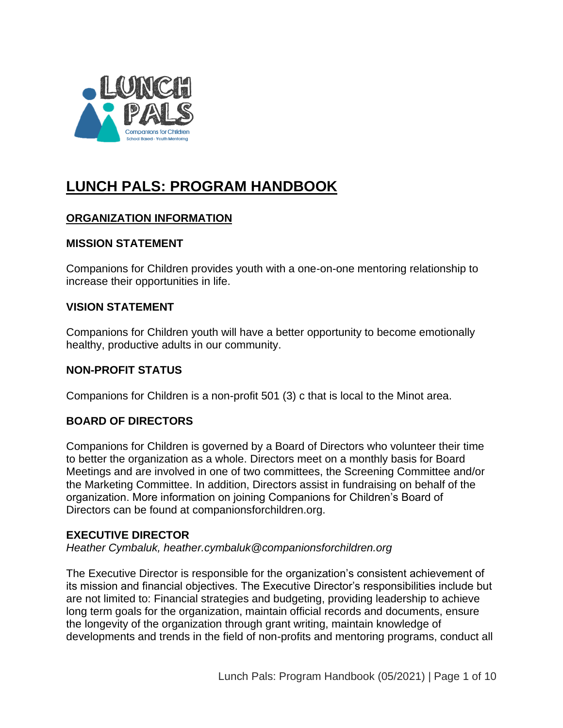# LUNCH PALS: PROGRAM HANDBOOK

## ORGANIZATION INFORMATION

### MISSION STATEMENT

Companions for Children provides youth with a one-on-one mentoring relationship to increase their opportunities in life.

### VISION STATEMENT

Companions for Children youth will have a better opportunity to become emotionally healthy, productive adults in our community.

### NON-PROFIT STATUS

Companions for Children is a non-profit 501 (3) c that is local to the Minot area.

### BOARD OF DIRECTORS

Companions for Children is governed by a Board of Directors who volunteer their time to better the organization as a whole. Directors meet on a monthly basis for Board Meetings and are involved in one of two committees, the Screening Committee and/or the Marketing Committee. In addition, Directors assist in fundraising on behalf of the organization. More information on joining Companions for Children's Board of Directors can be found at companionsforchildren.org.

### EXECUTIVE DIRECTOR

*Heather Cymbaluk, heather.cymbaluk@companionsforchildren.org*

The Executive Director is responsible for the organization's consistent achievement of its mission and financial objectives. The Executive Director's responsibilities include but are not limited to: Financial strategies and budgeting, providing leadership to achieve long term goals for the organization, maintain official records and documents, ensure the longevity of the organization through grant writing, maintain knowledge of developments and trends in the field of non-profits and mentoring programs, conduct all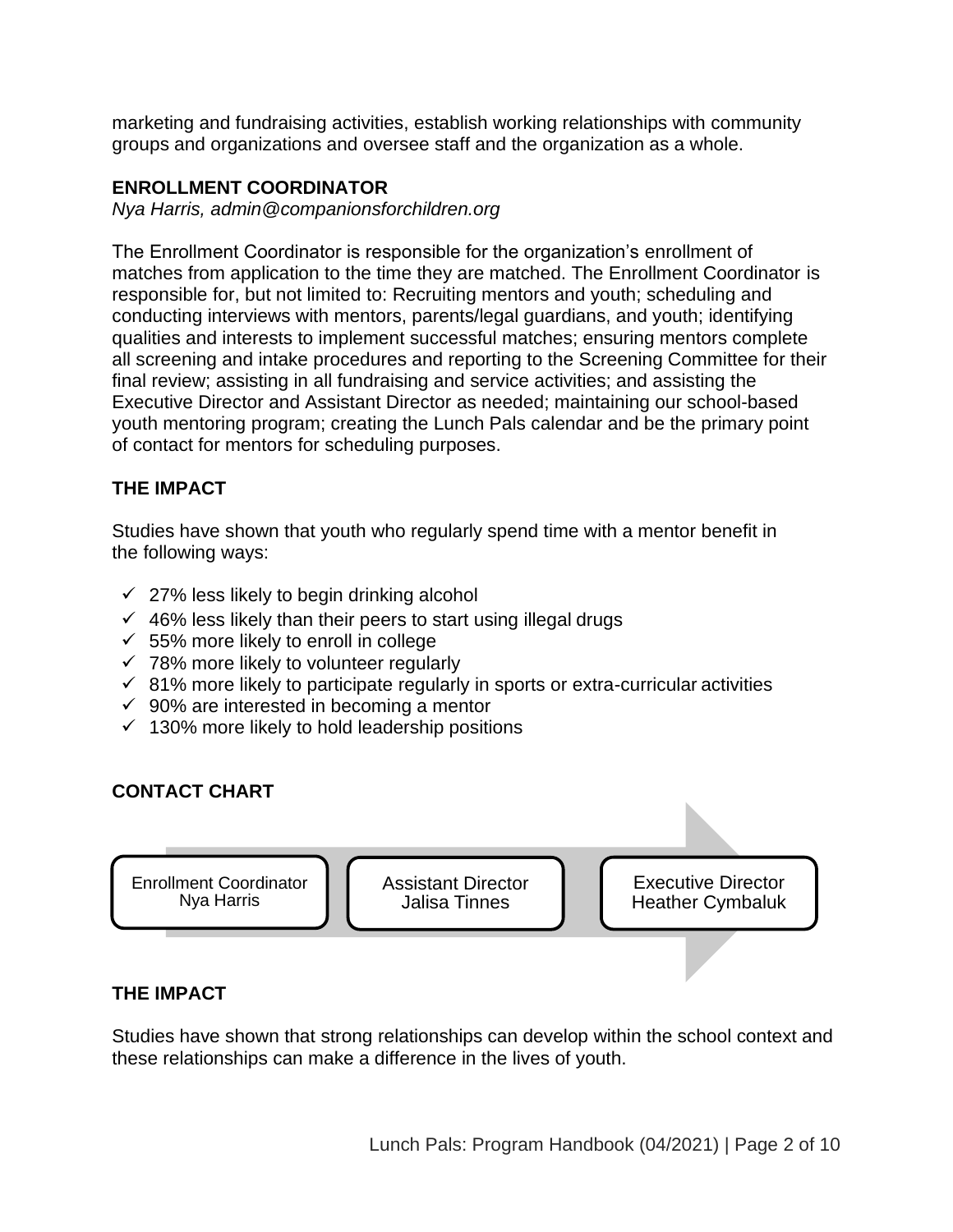marketing and fundraising activities, establish working relationships with community groups and organizations and oversee staff and the organization as a whole.

### ENROLLMENT COORDINATOR

*Nya Harris, admin@companionsforchildren.org*

The Enrollment Coordinator is responsible for the organization's enrollment of matches from application to the time they are matched. The Enrollment Coordinator is responsible for, but not limited to: Recruiting mentors and youth; scheduling and conducting interviews with mentors, parents/legal guardians, and youth; identifying qualities and interests to implement successful matches; ensuring mentors complete all screening and intake procedures and reporting to the Screening Committee for their final review; assisting in all fundraising and service activities; and assisting the Executive Director and Assistant Director as needed; maintaining our school-based youth mentoring program; creating the Lunch Pals calendar and be the primary point of contact for mentors for scheduling purposes.

### THE IMPACT

Studies have shown that youth who regularly spend time with a mentor benefit in the following ways:

- ✓ 27% less likely to begin drinking alcohol
- ✓ 46% less likely than their peers to start using illegal drugs
- ✓ 55% more likely to enroll in college
- ✓ 78% more likely to volunteer regularly
- ✓ 81% more likely to participate regularly in sports or extra-curricular activities
- ✓ 90% are interested in becoming a mentor
- ✓ 130% more likely to hold leadership positions

### CONTACT CHART

Enrollment Coordinator Nya Harris → Assistant Director Jalisa Tinnes → Executive Director Heather Cymbaluk

### THE IMPACT

Studies have shown that strong relationships can develop within the school context and these relationships can make a difference in the lives of youth.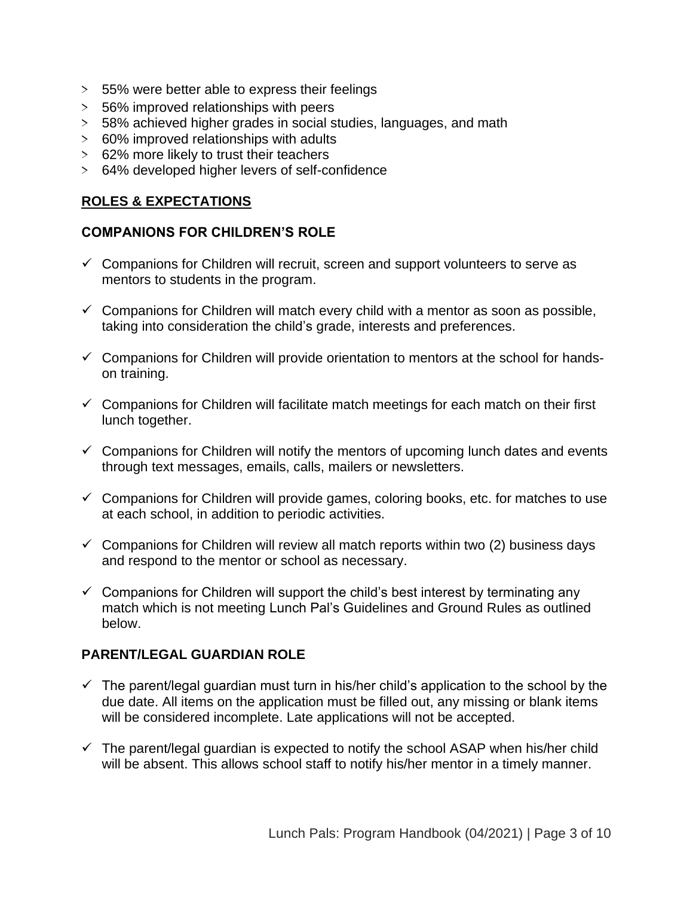- 55% were better able to express their feelings
- 56% improved relationships with peers
- 58% achieved higher grades in social studies, languages, and math
- 60% improved relationships with adults
- 62% more likely to trust their teachers
- 64% developed higher levers of self-confidence

## ROLES & EXPECTATIONS

### COMPANIONS FOR CHILDREN'S ROLE

- ✓ Companions for Children will recruit, screen and support volunteers to serve as mentors to students in the program.
- ✓ Companions for Children will match every child with a mentor as soon as possible, taking into consideration the child's grade, interests and preferences.
- ✓ Companions for Children will provide orientation to mentors at the school for hands-on training.
- ✓ Companions for Children will facilitate match meetings for each match on their first lunch together.
- ✓ Companions for Children will notify the mentors of upcoming lunch dates and events through text messages, emails, calls, mailers or newsletters.
- ✓ Companions for Children will provide games, coloring books, etc. for matches to use at each school, in addition to periodic activities.
- ✓ Companions for Children will review all match reports within two (2) business days and respond to the mentor or school as necessary.
- ✓ Companions for Children will support the child's best interest by terminating any match which is not meeting Lunch Pal's Guidelines and Ground Rules as outlined below.

### PARENT/LEGAL GUARDIAN ROLE

- ✓ The parent/legal guardian must turn in his/her child's application to the school by the due date. All items on the application must be filled out, any missing or blank items will be considered incomplete. Late applications will not be accepted.
- ✓ The parent/legal guardian is expected to notify the school ASAP when his/her child will be absent. This allows school staff to notify his/her mentor in a timely manner.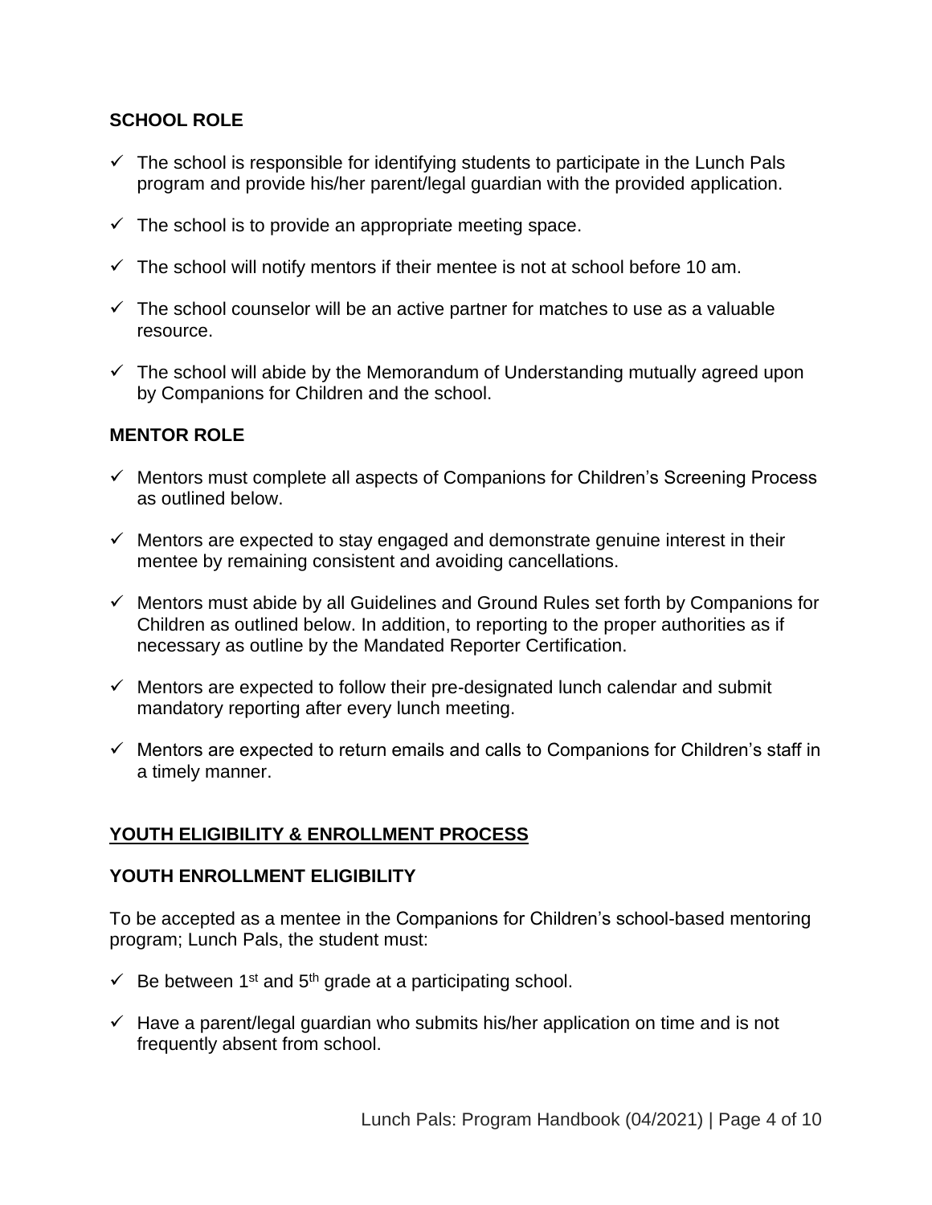### SCHOOL ROLE

- ✓ The school is responsible for identifying students to participate in the Lunch Pals program and provide his/her parent/legal guardian with the provided application.
- ✓ The school is to provide an appropriate meeting space.
- ✓ The school will notify mentors if their mentee is not at school before 10 am.
- ✓ The school counselor will be an active partner for matches to use as a valuable resource.
- ✓ The school will abide by the Memorandum of Understanding mutually agreed upon by Companions for Children and the school.

### MENTOR ROLE

- ✓ Mentors must complete all aspects of Companions for Children's Screening Process as outlined below.
- ✓ Mentors are expected to stay engaged and demonstrate genuine interest in their mentee by remaining consistent and avoiding cancellations.
- ✓ Mentors must abide by all Guidelines and Ground Rules set forth by Companions for Children as outlined below. In addition, to reporting to the proper authorities as if necessary as outline by the Mandated Reporter Certification.
- ✓ Mentors are expected to follow their pre-designated lunch calendar and submit mandatory reporting after every lunch meeting.
- ✓ Mentors are expected to return emails and calls to Companions for Children's staff in a timely manner.

## YOUTH ELIGIBILITY & ENROLLMENT PROCESS

### YOUTH ENROLLMENT ELIGIBILITY

To be accepted as a mentee in the Companions for Children's school-based mentoring program; Lunch Pals, the student must:

- ✓ Be between 1st and 5th grade at a participating school.
- ✓ Have a parent/legal guardian who submits his/her application on time and is not frequently absent from school.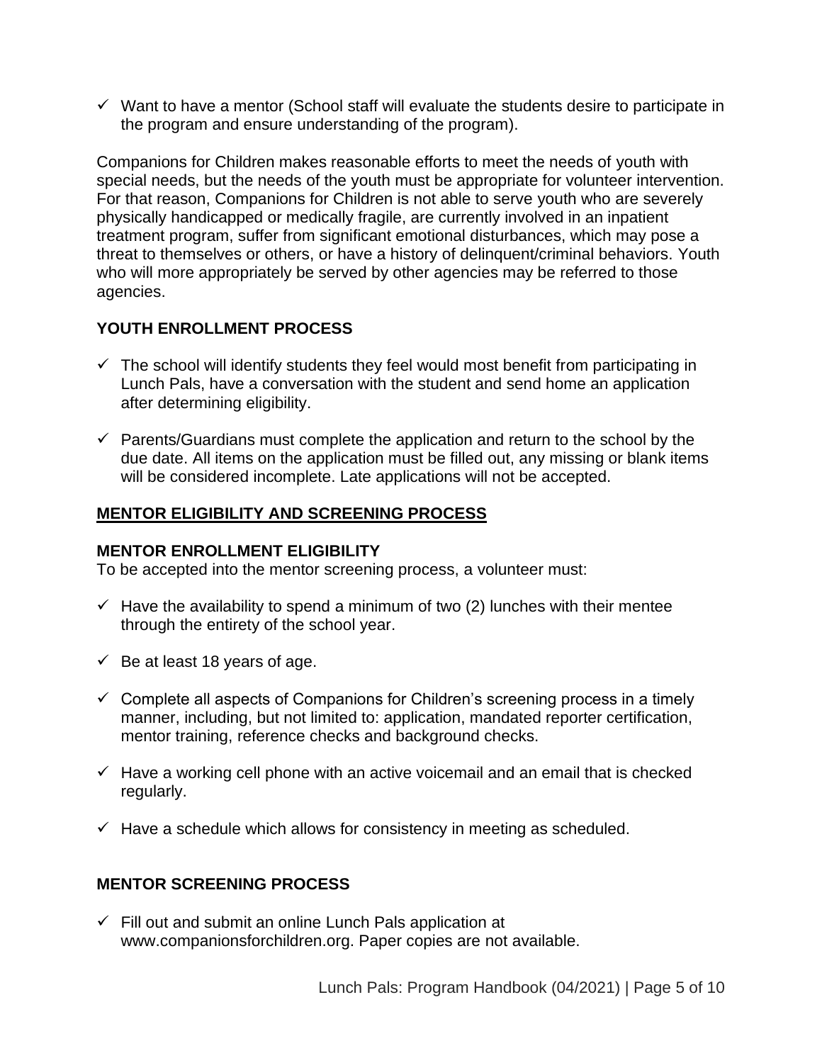- ✓ Want to have a mentor (School staff will evaluate the students desire to participate in the program and ensure understanding of the program).

Companions for Children makes reasonable efforts to meet the needs of youth with special needs, but the needs of the youth must be appropriate for volunteer intervention. For that reason, Companions for Children is not able to serve youth who are severely physically handicapped or medically fragile, are currently involved in an inpatient treatment program, suffer from significant emotional disturbances, which may pose a threat to themselves or others, or have a history of delinquent/criminal behaviors. Youth who will more appropriately be served by other agencies may be referred to those agencies.

### YOUTH ENROLLMENT PROCESS

- ✓ The school will identify students they feel would most benefit from participating in Lunch Pals, have a conversation with the student and send home an application after determining eligibility.

- ✓ Parents/Guardians must complete the application and return to the school by the due date. All items on the application must be filled out, any missing or blank items will be considered incomplete. Late applications will not be accepted.

## MENTOR ELIGIBILITY AND SCREENING PROCESS

### MENTOR ENROLLMENT ELIGIBILITY

To be accepted into the mentor screening process, a volunteer must:

- ✓ Have the availability to spend a minimum of two (2) lunches with their mentee through the entirety of the school year.

- ✓ Be at least 18 years of age.

- ✓ Complete all aspects of Companions for Children's screening process in a timely manner, including, but not limited to: application, mandated reporter certification, mentor training, reference checks and background checks.

- ✓ Have a working cell phone with an active voicemail and an email that is checked regularly.

- ✓ Have a schedule which allows for consistency in meeting as scheduled.

### MENTOR SCREENING PROCESS

- ✓ Fill out and submit an online Lunch Pals application at www.companionsforchildren.org. Paper copies are not available.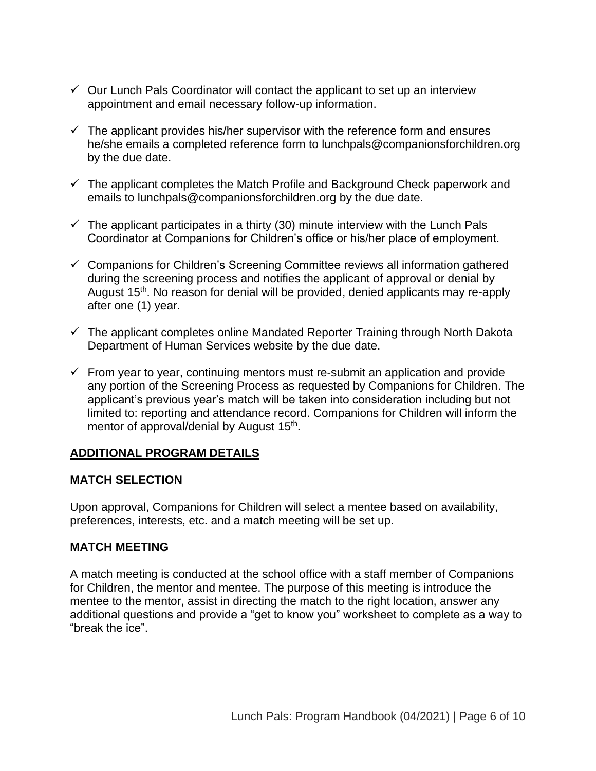- ✓ Our Lunch Pals Coordinator will contact the applicant to set up an interview appointment and email necessary follow-up information.
- ✓ The applicant provides his/her supervisor with the reference form and ensures he/she emails a completed reference form to lunchpals@companionsforchildren.org by the due date.
- ✓ The applicant completes the Match Profile and Background Check paperwork and emails to lunchpals@companionsforchildren.org by the due date.
- ✓ The applicant participates in a thirty (30) minute interview with the Lunch Pals Coordinator at Companions for Children's office or his/her place of employment.
- ✓ Companions for Children's Screening Committee reviews all information gathered during the screening process and notifies the applicant of approval or denial by August 15th. No reason for denial will be provided, denied applicants may re-apply after one (1) year.
- ✓ The applicant completes online Mandated Reporter Training through North Dakota Department of Human Services website by the due date.
- ✓ From year to year, continuing mentors must re-submit an application and provide any portion of the Screening Process as requested by Companions for Children. The applicant's previous year's match will be taken into consideration including but not limited to: reporting and attendance record. Companions for Children will inform the mentor of approval/denial by August 15th.

## ADDITIONAL PROGRAM DETAILS

### MATCH SELECTION

Upon approval, Companions for Children will select a mentee based on availability, preferences, interests, etc. and a match meeting will be set up.

### MATCH MEETING

A match meeting is conducted at the school office with a staff member of Companions for Children, the mentor and mentee. The purpose of this meeting is introduce the mentee to the mentor, assist in directing the match to the right location, answer any additional questions and provide a "get to know you" worksheet to complete as a way to "break the ice".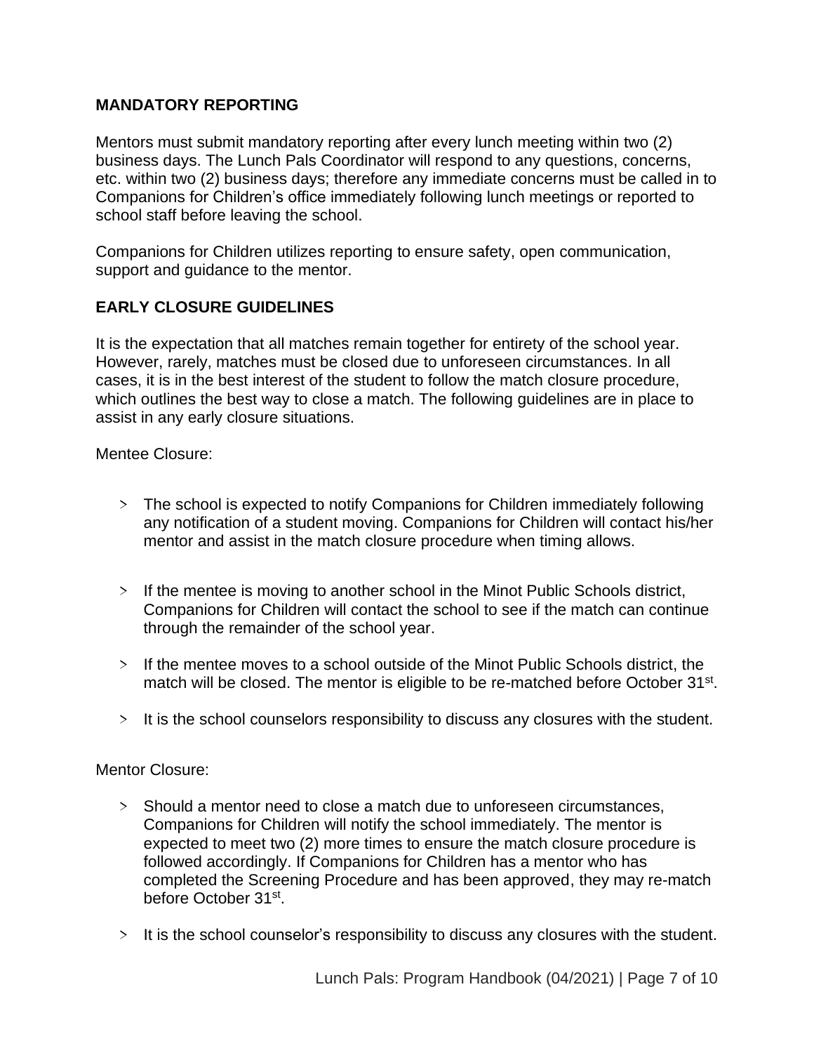## MANDATORY REPORTING

Mentors must submit mandatory reporting after every lunch meeting within two (2) business days. The Lunch Pals Coordinator will respond to any questions, concerns, etc. within two (2) business days; therefore any immediate concerns must be called in to Companions for Children's office immediately following lunch meetings or reported to school staff before leaving the school.

Companions for Children utilizes reporting to ensure safety, open communication, support and guidance to the mentor.

## EARLY CLOSURE GUIDELINES

It is the expectation that all matches remain together for entirety of the school year. However, rarely, matches must be closed due to unforeseen circumstances. In all cases, it is in the best interest of the student to follow the match closure procedure, which outlines the best way to close a match. The following guidelines are in place to assist in any early closure situations.

Mentee Closure:

- The school is expected to notify Companions for Children immediately following any notification of a student moving. Companions for Children will contact his/her mentor and assist in the match closure procedure when timing allows.
- If the mentee is moving to another school in the Minot Public Schools district, Companions for Children will contact the school to see if the match can continue through the remainder of the school year.
- If the mentee moves to a school outside of the Minot Public Schools district, the match will be closed. The mentor is eligible to be re-matched before October 31st.
- It is the school counselors responsibility to discuss any closures with the student.

Mentor Closure:

- Should a mentor need to close a match due to unforeseen circumstances, Companions for Children will notify the school immediately. The mentor is expected to meet two (2) more times to ensure the match closure procedure is followed accordingly. If Companions for Children has a mentor who has completed the Screening Procedure and has been approved, they may re-match before October 31st.
- It is the school counselor's responsibility to discuss any closures with the student.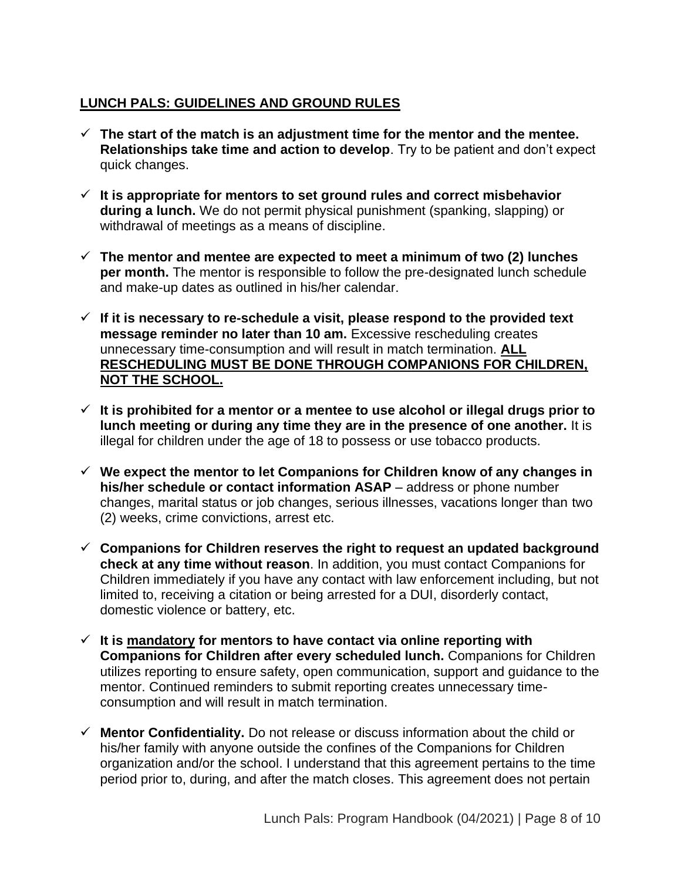## LUNCH PALS: GUIDELINES AND GROUND RULES

- ✓ **The start of the match is an adjustment time for the mentor and the mentee. Relationships take time and action to develop**. Try to be patient and don't expect quick changes.
- ✓ **It is appropriate for mentors to set ground rules and correct misbehavior during a lunch.** We do not permit physical punishment (spanking, slapping) or withdrawal of meetings as a means of discipline.
- ✓ **The mentor and mentee are expected to meet a minimum of two (2) lunches per month.** The mentor is responsible to follow the pre-designated lunch schedule and make-up dates as outlined in his/her calendar.
- ✓ **If it is necessary to re-schedule a visit, please respond to the provided text message reminder no later than 10 am.** Excessive rescheduling creates unnecessary time-consumption and will result in match termination. **ALL RESCHEDULING MUST BE DONE THROUGH COMPANIONS FOR CHILDREN, NOT THE SCHOOL.**
- ✓ **It is prohibited for a mentor or a mentee to use alcohol or illegal drugs prior to lunch meeting or during any time they are in the presence of one another.** It is illegal for children under the age of 18 to possess or use tobacco products.
- ✓ **We expect the mentor to let Companions for Children know of any changes in his/her schedule or contact information ASAP** – address or phone number changes, marital status or job changes, serious illnesses, vacations longer than two (2) weeks, crime convictions, arrest etc.
- ✓ **Companions for Children reserves the right to request an updated background check at any time without reason**. In addition, you must contact Companions for Children immediately if you have any contact with law enforcement including, but not limited to, receiving a citation or being arrested for a DUI, disorderly contact, domestic violence or battery, etc.
- ✓ **It is mandatory for mentors to have contact via online reporting with Companions for Children after every scheduled lunch.** Companions for Children utilizes reporting to ensure safety, open communication, support and guidance to the mentor. Continued reminders to submit reporting creates unnecessary time-consumption and will result in match termination.
- ✓ **Mentor Confidentiality.** Do not release or discuss information about the child or his/her family with anyone outside the confines of the Companions for Children organization and/or the school. I understand that this agreement pertains to the time period prior to, during, and after the match closes. This agreement does not pertain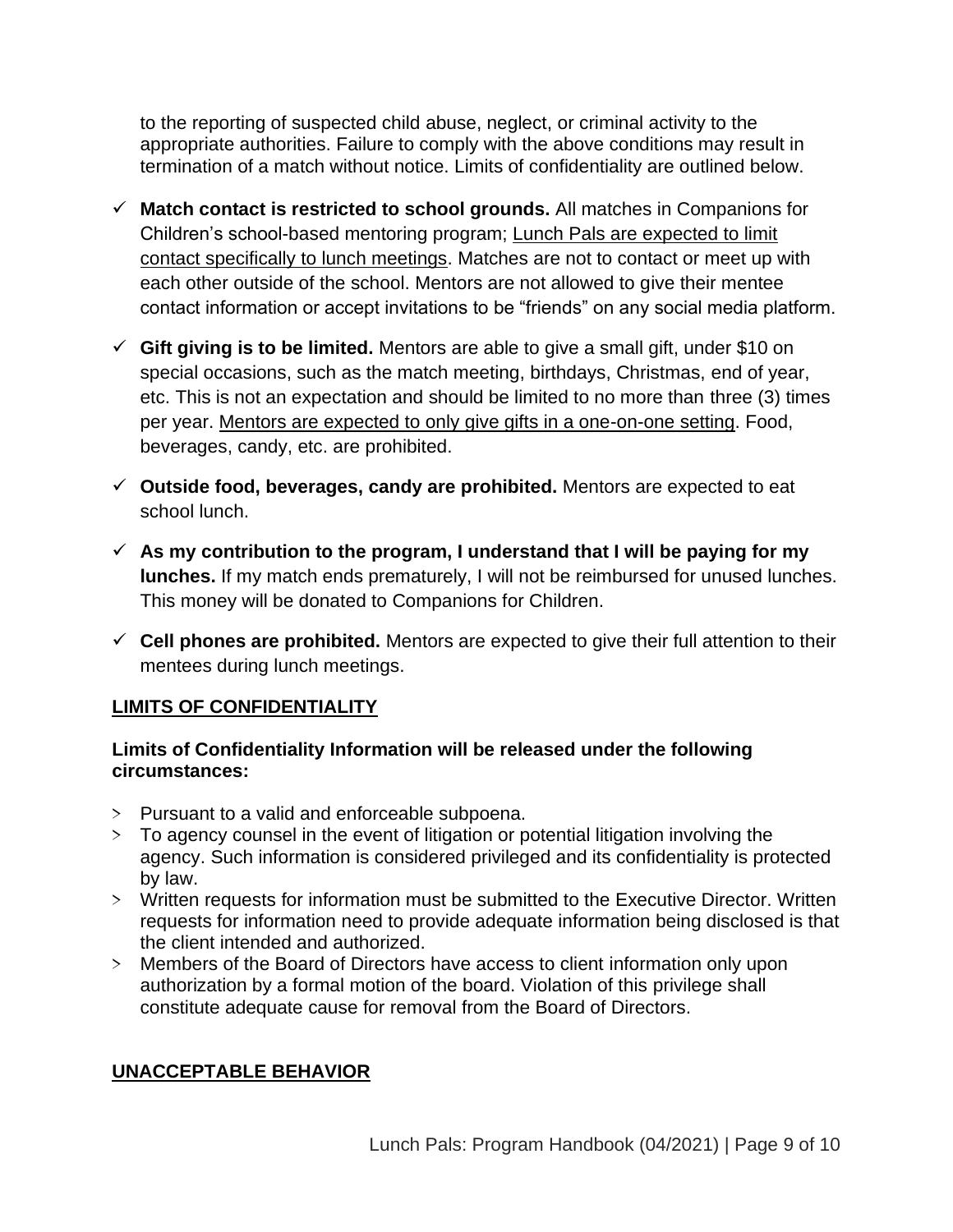to the reporting of suspected child abuse, neglect, or criminal activity to the appropriate authorities. Failure to comply with the above conditions may result in termination of a match without notice. Limits of confidentiality are outlined below.

- ✓ **Match contact is restricted to school grounds.** All matches in Companions for Children's school-based mentoring program; <u>Lunch Pals are expected to limit contact specifically to lunch meetings</u>. Matches are not to contact or meet up with each other outside of the school. Mentors are not allowed to give their mentee contact information or accept invitations to be "friends" on any social media platform.
- ✓ **Gift giving is to be limited.** Mentors are able to give a small gift, under $10 on special occasions, such as the match meeting, birthdays, Christmas, end of year, etc. This is not an expectation and should be limited to no more than three (3) times per year. <u>Mentors are expected to only give gifts in a one-on-one setting</u>. Food, beverages, candy, etc. are prohibited.
- ✓ **Outside food, beverages, candy are prohibited.** Mentors are expected to eat school lunch.
- ✓ **As my contribution to the program, I understand that I will be paying for my lunches.** If my match ends prematurely, I will not be reimbursed for unused lunches. This money will be donated to Companions for Children.
- ✓ **Cell phones are prohibited.** Mentors are expected to give their full attention to their mentees during lunch meetings.

## <u>LIMITS OF CONFIDENTIALITY</u>

**Limits of Confidentiality Information will be released under the following circumstances:**

- > Pursuant to a valid and enforceable subpoena.
- > To agency counsel in the event of litigation or potential litigation involving the agency. Such information is considered privileged and its confidentiality is protected by law.
- > Written requests for information must be submitted to the Executive Director. Written requests for information need to provide adequate information being disclosed is that the client intended and authorized.
- > Members of the Board of Directors have access to client information only upon authorization by a formal motion of the board. Violation of this privilege shall constitute adequate cause for removal from the Board of Directors.

## <u>UNACCEPTABLE BEHAVIOR</u>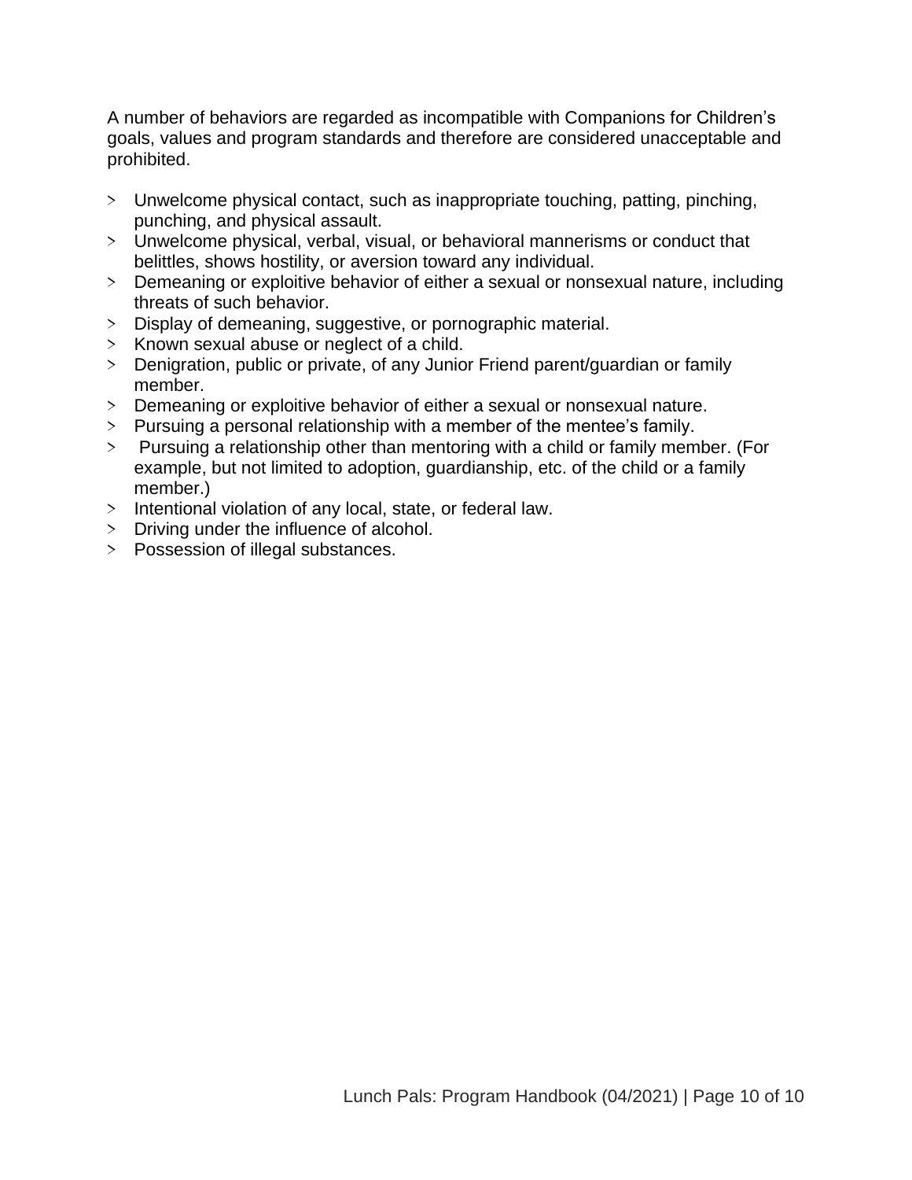A number of behaviors are regarded as incompatible with Companions for Children's goals, values and program standards and therefore are considered unacceptable and prohibited.

- Unwelcome physical contact, such as inappropriate touching, patting, pinching, punching, and physical assault.
- Unwelcome physical, verbal, visual, or behavioral mannerisms or conduct that belittles, shows hostility, or aversion toward any individual.
- Demeaning or exploitive behavior of either a sexual or nonsexual nature, including threats of such behavior.
- Display of demeaning, suggestive, or pornographic material.
- Known sexual abuse or neglect of a child.
- Denigration, public or private, of any Junior Friend parent/guardian or family member.
- Demeaning or exploitive behavior of either a sexual or nonsexual nature.
- Pursuing a personal relationship with a member of the mentee's family.
- Pursuing a relationship other than mentoring with a child or family member. (For example, but not limited to adoption, guardianship, etc. of the child or a family member.)
- Intentional violation of any local, state, or federal law.
- Driving under the influence of alcohol.
- Possession of illegal substances.